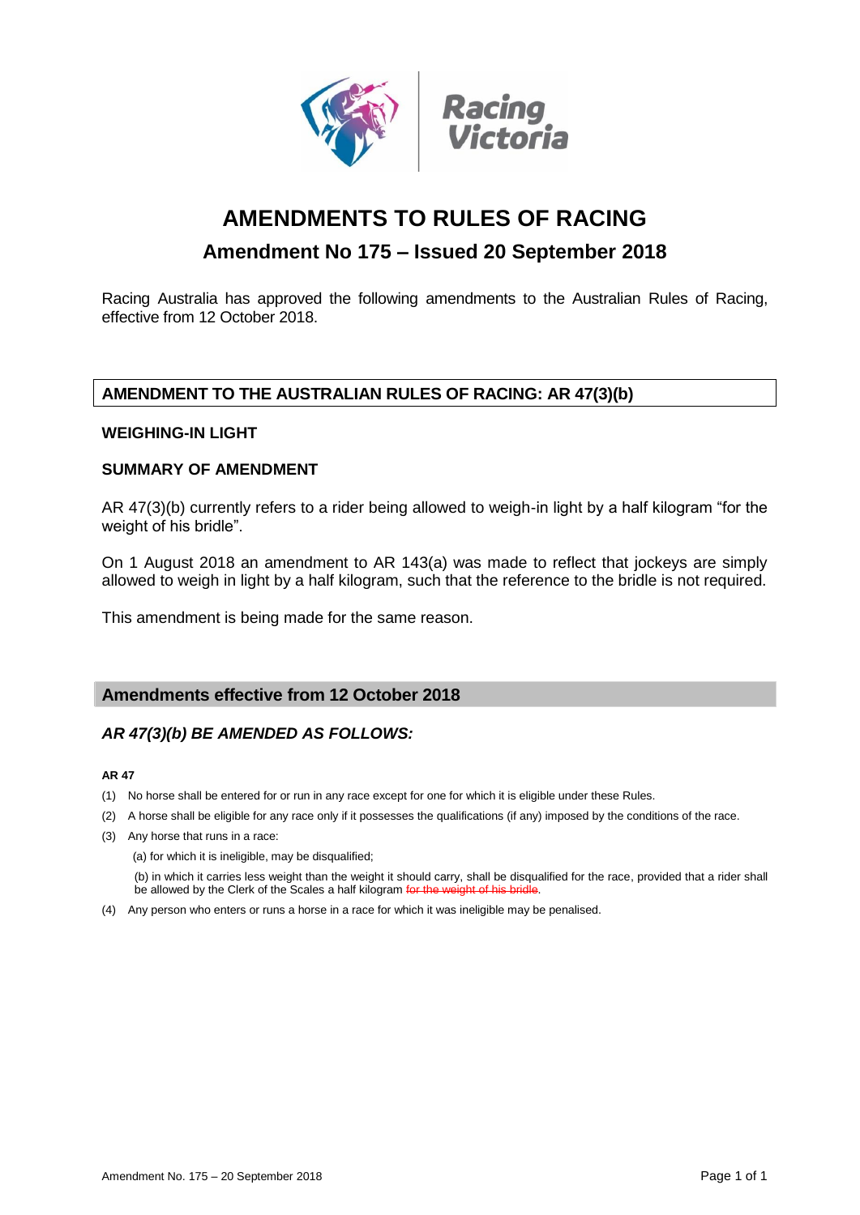# AMENDMENTS TO RULES OF RACING

## Amendment No 175 – Issued 20 September 2018

Racing Australia has approved the following amendments to the Australian Rules of Racing, effective from 12 October 2018.

## AMENDMENT TO THE AUSTRALIAN RULES OF RACING: AR 47(3)(b)

### WEIGHING-IN LIGHT

### SUMMARY OF AMENDMENT

AR 47(3)(b) currently refers to a rider being allowed to weigh-in light by a half kilogram "for the weight of his bridle".

On 1 August 2018 an amendment to AR 143(a) was made to reflect that jockeys are simply allowed to weigh in light by a half kilogram, such that the reference to the bridle is not required.

This amendment is being made for the same reason.

## Amendments effective from 12 October 2018

### *AR 47(3)(b) BE AMENDED AS FOLLOWS:*

**AR 47**

(1) No horse shall be entered for or run in any race except for one for which it is eligible under these Rules.

(2) A horse shall be eligible for any race only if it possesses the qualifications (if any) imposed by the conditions of the race.

(3) Any horse that runs in a race:

(a) for which it is ineligible, may be disqualified;

(b) in which it carries less weight than the weight it should carry, shall be disqualified for the race, provided that a rider shall be allowed by the Clerk of the Scales a half kilogram ~~for the weight of his bridle~~.

(4) Any person who enters or runs a horse in a race for which it was ineligible may be penalised.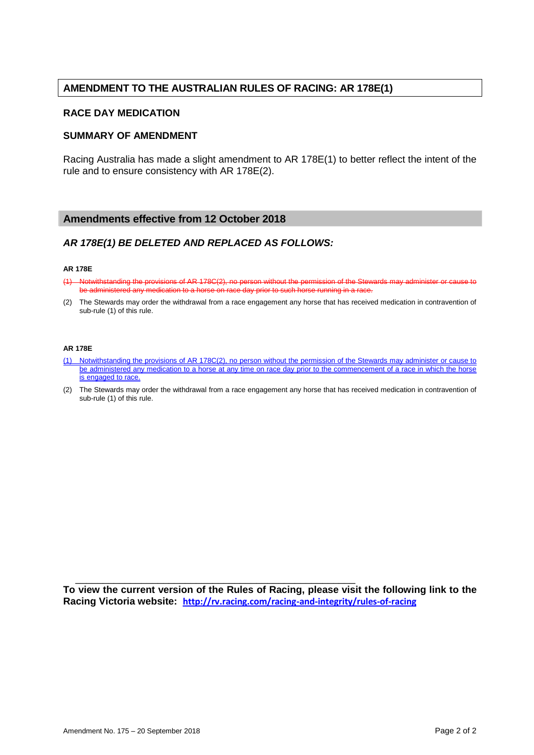## AMENDMENT TO THE AUSTRALIAN RULES OF RACING: AR 178E(1)

### RACE DAY MEDICATION

### SUMMARY OF AMENDMENT

Racing Australia has made a slight amendment to AR 178E(1) to better reflect the intent of the rule and to ensure consistency with AR 178E(2).

## Amendments effective from 12 October 2018

### *AR 178E(1) BE DELETED AND REPLACED AS FOLLOWS:*

**AR 178E**

~~(1) Notwithstanding the provisions of AR 178C(2), no person without the permission of the Stewards may administer or cause to be administered any medication to a horse on race day prior to such horse running in a race.~~

(2) The Stewards may order the withdrawal from a race engagement any horse that has received medication in contravention of sub-rule (1) of this rule.

**AR 178E**

<u>(1) Notwithstanding the provisions of AR 178C(2), no person without the permission of the Stewards may administer or cause to be administered any medication to a horse at any time on race day prior to the commencement of a race in which the horse is engaged to race.</u>

(2) The Stewards may order the withdrawal from a race engagement any horse that has received medication in contravention of sub-rule (1) of this rule.

---

**To view the current version of the Rules of Racing, please visit the following link to the Racing Victoria website: http://rv.racing.com/racing-and-integrity/rules-of-racing**

Amendment No. 175 – 20 September 2018